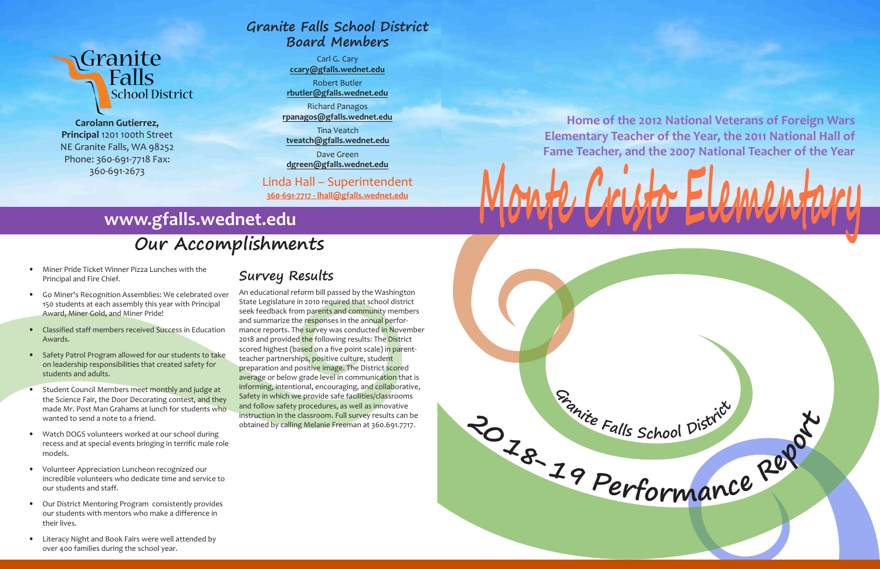Granite Falls School District

**Carolann Gutierrez, Principal** 1201 100th Street NE Granite Falls, WA 98252
Phone: 360-691-7718 Fax: 360-691-2673

## Granite Falls School District Board Members

Carl G. Cary
**ccary@gfalls.wednet.edu**

Robert Butler
**rbutler@gfalls.wednet.edu**

Richard Panagos
**rpanagos@gfalls.wednet.edu**

Tina Veatch
**tveatch@gfalls.wednet.edu**

Dave Green
**dgreen@gfalls.wednet.edu**

Linda Hall – Superintendent
**360-691-7717 - lhall@gfalls.wednet.edu**

**Home of the 2012 National Veterans of Foreign Wars Elementary Teacher of the Year, the 2011 National Hall of Fame Teacher, and the 2007 National Teacher of the Year**

# Monte Cristo Elementary

## www.gfalls.wednet.edu

## Our Accomplishments

- Miner Pride Ticket Winner Pizza Lunches with the Principal and Fire Chief.
- Go Miner's Recognition Assemblies: We celebrated over 150 students at each assembly this year with Principal Award, Miner Gold, and Miner Pride!
- Classified staff members received Success in Education Awards.
- Safety Patrol Program allowed for our students to take on leadership responsibilities that created safety for students and adults.
- Student Council Members meet monthly and judge at the Science Fair, the Door Decorating contest, and they made Mr. Post Man Grahams at lunch for students who wanted to send a note to a friend.
- Watch DOGS volunteers worked at our school during recess and at special events bringing in terrific male role models.
- Volunteer Appreciation Luncheon recognized our incredible volunteers who dedicate time and service to our students and staff.
- Our District Mentoring Program consistently provides our students with mentors who make a difference in their lives.
- Literacy Night and Book Fairs were well attended by over 400 families during the school year.

## Survey Results

An educational reform bill passed by the Washington State Legislature in 2010 required that school district seek feedback from parents and community members and summarize the responses in the annual performance reports. The survey was conducted in November 2018 and provided the following results: The District scored highest (based on a five point scale) in parent-teacher partnerships, positive culture, student preparation and positive image. The District scored average or below grade level in communication that is informing, intentional, encouraging, and collaborative, Safety in which we provide safe facilities/classrooms and follow safety procedures, as well as innovative instruction in the classroom. Full survey results can be obtained by calling Melanie Freeman at 360.691.7717.

Granite Falls School District

2018-19 Performance Report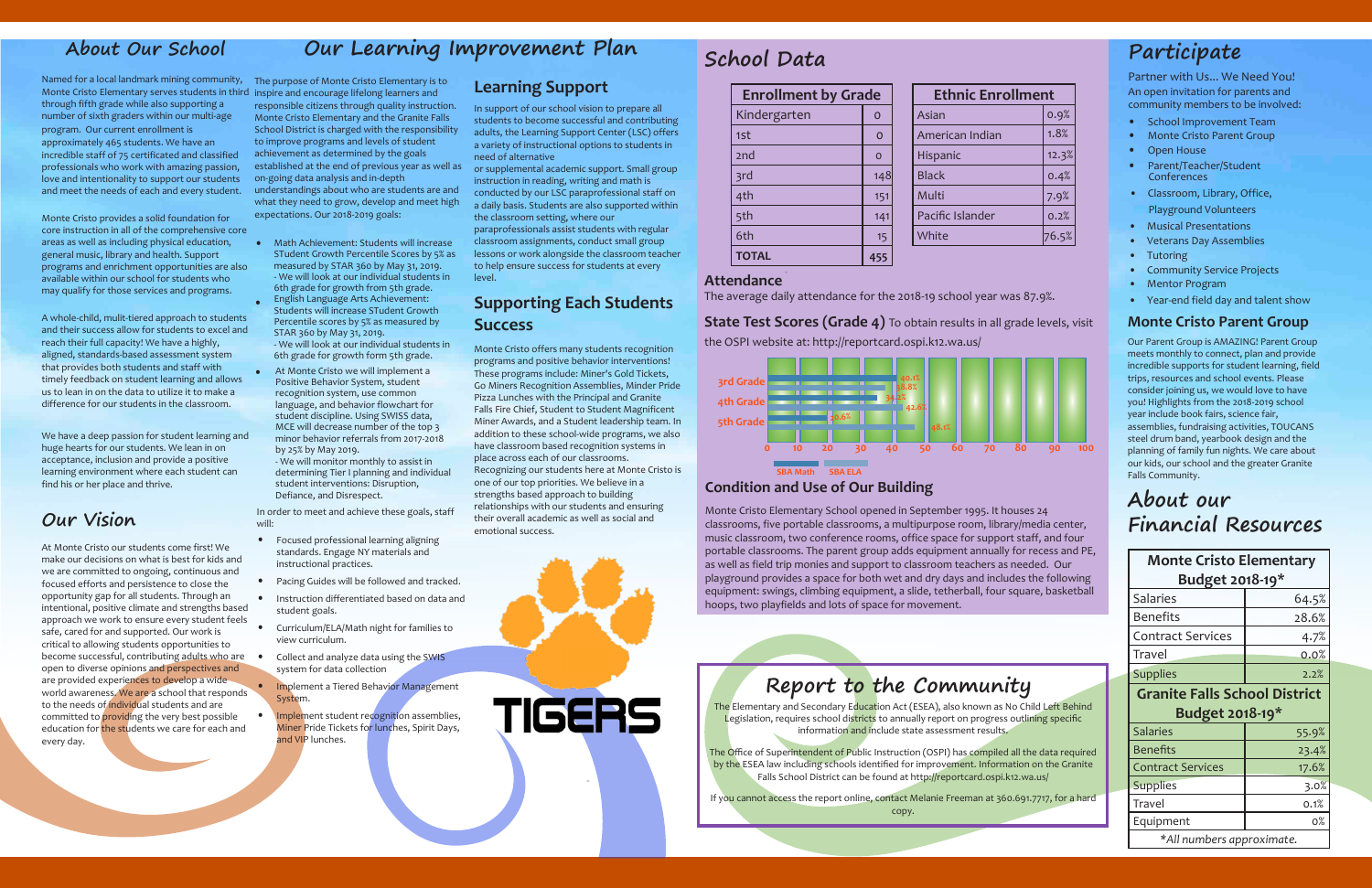## About Our School

Named for a local landmark mining community, Monte Cristo Elementary serves students in third through fifth grade while also supporting a number of sixth graders within our multi-age program. Our current enrollment is approximately 465 students. We have an incredible staff of 75 certificated and classified professionals who work with amazing passion, love and intentionality to support our students and meet the needs of each and every student.

Monte Cristo provides a solid foundation for core instruction in all of the comprehensive core areas as well as including physical education, general music, library and health. Support programs and enrichment opportunities are also available within our school for students who may qualify for those services and programs.

A whole-child, mulit-tiered approach to students and their success allow for students to excel and reach their full capability! We have a highly, aligned, standards-based assessment system that provides both students and staff with timely feedback on student learning and allows us to lean in on the data to utilize it to make a difference for our students in the classroom.

We have a deep passion for student learning and huge hearts for our students. We lean in on acceptance, inclusion and provide a positive learning environment where each student can find his or her place and thrive.

## Our Vision

At Monte Cristo our students come first! We make our decisions on what is best for kids and we are committed to ongoing, continuous and focused efforts and persistence to close the opportunity gap for all students. Through an intentional, positive climate and strengths based approach we work to ensure every student feels safe, cared for and supported. Our work is critical to allowing students opportunities to become successful, contributing adults who are open to diverse opinions and perspectives and are provided experiences to develop a wide world awareness. We are a school that responds to the needs of individual students and are committed to providing the very best possible education for the students we care for each and every day.

## Our Learning Improvement Plan

The purpose of Monte Cristo Elementary is to inspire and encourage lifelong learners and responsible citizens through quality instruction. Monte Cristo Elementary and the Granite Falls School District is charged with the responsibility to improve programs and levels of student achievement as determined by the goals established at the end of previous year as well as on-going data analysis and in-depth understandings about who are students are and what they need to grow, develop and meet high expectations. Our 2018-2019 goals:

- Math Achievement: Students will increase STudent Growth Percentile Scores by 5% as measured by STAR 360 by May 31, 2019.
  - We will look at our individual students in 6th grade for growth from 5th grade.
- English Language Arts Achievement: Students will increase STudent Growth Percentile scores by 5% as measured by STAR 360 by May 31, 2019.
  - We will look at our individual students in 6th grade for growth form 5th grade.
- At Monte Cristo we will implement a Positive Behavior System, student recognition system, use common language, and behavior flowchart for student discipline. Using SWISS data, MCE will decrease number of the top 3 minor behavior referrals from 2017-2018 by 25% by May 2019.
  - We will monitor monthly to assist in determining Tier I planning and individual student interventions: Disruption, Defiance, and Disrespect.

In order to meet and achieve these goals, staff will:

- Focused professional learning aligning standards. Engage NY materials and instructional practices.
- Pacing Guides will be followed and tracked.
- Instruction differentiated based on data and student goals.
- Curriculum/ELA/Math night for families to view curriculum.
- Collect and analyze data using the SWIS system for data collection
- Implement a Tiered Behavior Management System.
- Implement student recognition assemblies, Miner Pride Tickets for lunches, Spirit Days, and VIP lunches.

### Learning Support

In support of our school vision to prepare all students to become successful and contributing adults, the Learning Support Center (LSC) offers a variety of instructional options to students in need of alternative or supplemental academic support. Small group instruction in reading, writing and math is conducted by our LSC paraprofessional staff on a daily basis. Students are also supported within the classroom setting, where our paraprofessionals assist students with regular classroom assignments, conduct small group lessons or work alongside the classroom teacher to help ensure success for students at every level.

### Supporting Each Students Success

Monte Cristo offers many students recognition programs and positive behavior interventions! These programs include: Miner's Gold Tickets, Go Miners Recognition Assemblies, Minder Pride Pizza Lunches with the Principal and Granite Falls Fire Chief, Student to Student Magnificent Miner Awards, and a Student leadership team. In addition to these school-wide programs, we also have classroom based recognition systems in place across each of our classrooms. Recognizing our students here at Monte Cristo is one of our top priorities. We believe in a strengths based approach to building relationships with our students and ensuring their overall academic as well as social and emotional success.

TIGERS

## School Data

| Enrollment by Grade | |
|---|---|
| Kindergarten | 0 |
| 1st | 0 |
| 2nd | 0 |
| 3rd | 148 |
| 4th | 151 |
| 5th | 141 |
| 6th | 15 |
| **TOTAL** | **455** |

| Ethnic Enrollment | |
|---|---|
| Asian | 0.9% |
| American Indian | 1.8% |
| Hispanic | 12.3% |
| Black | 0.4% |
| Multi | 7.9% |
| Pacific Islander | 0.2% |
| White | 76.5% |

### Attendance

The average daily attendance for the 2018-19 school year was 87.9%.

**State Test Scores (Grade 4)** To obtain results in all grade levels, visit the OSPI website at: http://reportcard.ospi.k12.wa.us/

3rd Grade
4th Grade
5th Grade
40.1%
38.8%
34.2%
42.6%
30.6%
48.1%
0 10 20 30 40 50 60 70 80 90 100
SBA Math SBA ELA

### Condition and Use of Our Building

Monte Cristo Elementary School opened in September 1995. It houses 24 classrooms, five portable classrooms, a multipurpose room, library/media center, music classroom, two conference rooms, office space for support staff, and four portable classrooms. The parent group adds equipment annually for recess and PE, as well as field trip monies and support to classroom teachers as needed. Our playground provides a space for both wet and dry days and includes the following equipment: swings, climbing equipment, a slide, tetherball, four square, basketball hoops, two playfields and lots of space for movement.

## Report to the Community

The Elementary and Secondary Education Act (ESEA), also known as No Child Left Behind Legislation, requires school districts to annually report on progress outlining specific information and include state assessment results.

The Office of Superintendent of Public Instruction (OSPI) has compiled all the data required by the ESEA law including schools identified for improvement. Information on the Granite Falls School District can be found at http://reportcard.ospi.k12.wa.us/

If you cannot access the report online, contact Melanie Freeman at 360.691.7717, for a hard copy.

## Participate

Partner with Us... We Need You! An open invitation for parents and community members to be involved:

- School Improvement Team
- Monte Cristo Parent Group
- Open House
- Parent/Teacher/Student Conferences
- Classroom, Library, Office, Playground Volunteers
- Musical Presentations
- Veterans Day Assemblies
- Tutoring
- Community Service Projects
- Mentor Program
- Year-end field day and talent show

### Monte Cristo Parent Group

Our Parent Group is AMAZING! Parent Group meets monthly to connect, plan and provide incredible supports for student learning, field trips, resources and school events. Please consider joining us, we would love to have you! Highlights from the 2018-2019 school year include book fairs, science fair, assemblies, fundraising activities, TOUCANS steel drum band, yearbook design and the planning of family fun nights. We care about our kids, our school and the greater Granite Falls Community.

## About our Financial Resources

| Monte Cristo Elementary Budget 2018-19* | |
|---|---|
| Salaries | 64.5% |
| Benefits | 28.6% |
| Contract Services | 4.7% |
| Travel | 0.0% |
| Supplies | 2.2% |

| Granite Falls School District Budget 2018-19* | |
|---|---|
| Salaries | 55.9% |
| Benefits | 23.4% |
| Contract Services | 17.6% |
| Supplies | 3.0% |
| Travel | 0.1% |
| Equipment | 0% |

*All numbers approximate.*